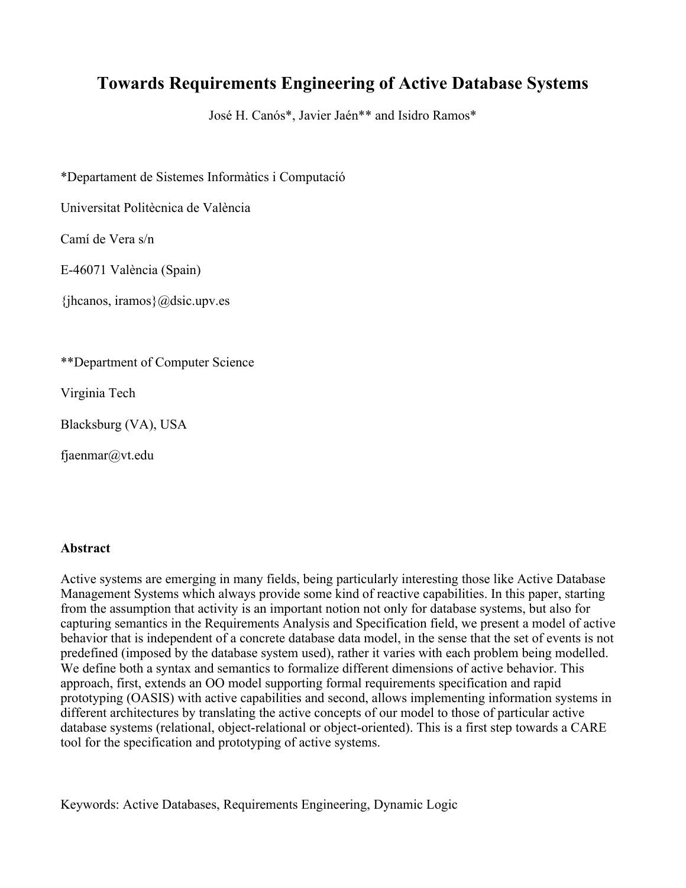# Towards Requirements Engineering of Active Database Systems

José H. Canós*, Javier Jaén** and Isidro Ramos*

*Departament de Sistemes Informàtics i Computació

Universitat Politècnica de València

Camí de Vera s/n

E-46071 València (Spain)

{jhcanos, iramos}@dsic.upv.es

**Department of Computer Science

Virginia Tech

Blacksburg (VA), USA

fjaenmar@vt.edu

**Abstract**

Active systems are emerging in many fields, being particularly interesting those like Active Database Management Systems which always provide some kind of reactive capabilities. In this paper, starting from the assumption that activity is an important notion not only for database systems, but also for capturing semantics in the Requirements Analysis and Specification field, we present a model of active behavior that is independent of a concrete database data model, in the sense that the set of events is not predefined (imposed by the database system used), rather it varies with each problem being modelled. We define both a syntax and semantics to formalize different dimensions of active behavior. This approach, first, extends an OO model supporting formal requirements specification and rapid prototyping (OASIS) with active capabilities and second, allows implementing information systems in different architectures by translating the active concepts of our model to those of particular active database systems (relational, object-relational or object-oriented). This is a first step towards a CARE tool for the specification and prototyping of active systems.

Keywords: Active Databases, Requirements Engineering, Dynamic Logic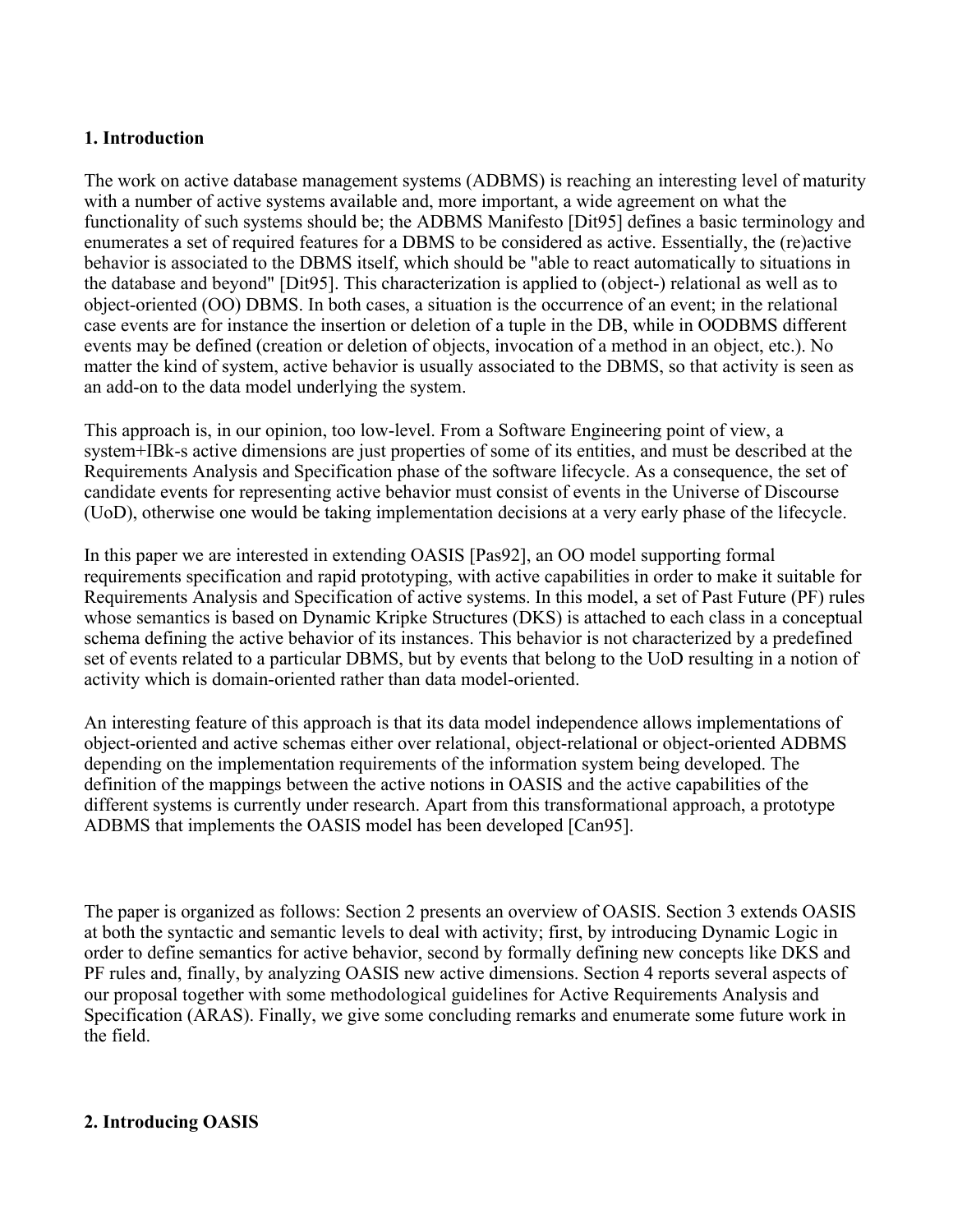## 1. Introduction

The work on active database management systems (ADBMS) is reaching an interesting level of maturity with a number of active systems available and, more important, a wide agreement on what the functionality of such systems should be; the ADBMS Manifesto [Dit95] defines a basic terminology and enumerates a set of required features for a DBMS to be considered as active. Essentially, the (re)active behavior is associated to the DBMS itself, which should be "able to react automatically to situations in the database and beyond" [Dit95]. This characterization is applied to (object-) relational as well as to object-oriented (OO) DBMS. In both cases, a situation is the occurrence of an event; in the relational case events are for instance the insertion or deletion of a tuple in the DB, while in OODBMS different events may be defined (creation or deletion of objects, invocation of a method in an object, etc.). No matter the kind of system, active behavior is usually associated to the DBMS, so that activity is seen as an add-on to the data model underlying the system.

This approach is, in our opinion, too low-level. From a Software Engineering point of view, a system+IBk-s active dimensions are just properties of some of its entities, and must be described at the Requirements Analysis and Specification phase of the software lifecycle. As a consequence, the set of candidate events for representing active behavior must consist of events in the Universe of Discourse (UoD), otherwise one would be taking implementation decisions at a very early phase of the lifecycle.

In this paper we are interested in extending OASIS [Pas92], an OO model supporting formal requirements specification and rapid prototyping, with active capabilities in order to make it suitable for Requirements Analysis and Specification of active systems. In this model, a set of Past Future (PF) rules whose semantics is based on Dynamic Kripke Structures (DKS) is attached to each class in a conceptual schema defining the active behavior of its instances. This behavior is not characterized by a predefined set of events related to a particular DBMS, but by events that belong to the UoD resulting in a notion of activity which is domain-oriented rather than data model-oriented.

An interesting feature of this approach is that its data model independence allows implementations of object-oriented and active schemas either over relational, object-relational or object-oriented ADBMS depending on the implementation requirements of the information system being developed. The definition of the mappings between the active notions in OASIS and the active capabilities of the different systems is currently under research. Apart from this transformational approach, a prototype ADBMS that implements the OASIS model has been developed [Can95].

The paper is organized as follows: Section 2 presents an overview of OASIS. Section 3 extends OASIS at both the syntactic and semantic levels to deal with activity; first, by introducing Dynamic Logic in order to define semantics for active behavior, second by formally defining new concepts like DKS and PF rules and, finally, by analyzing OASIS new active dimensions. Section 4 reports several aspects of our proposal together with some methodological guidelines for Active Requirements Analysis and Specification (ARAS). Finally, we give some concluding remarks and enumerate some future work in the field.

## 2. Introducing OASIS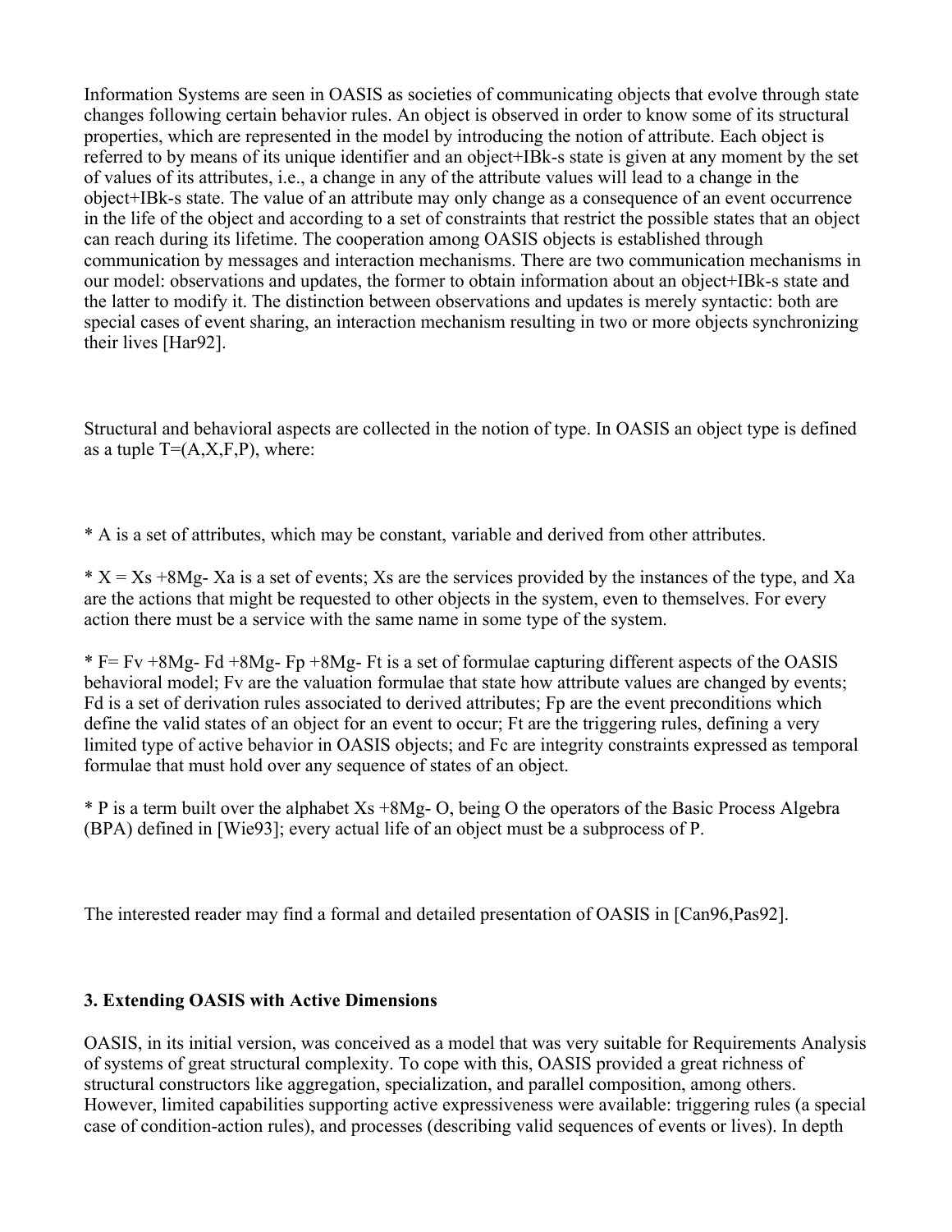Information Systems are seen in OASIS as societies of communicating objects that evolve through state changes following certain behavior rules. An object is observed in order to know some of its structural properties, which are represented in the model by introducing the notion of attribute. Each object is referred to by means of its unique identifier and an object+IBk-s state is given at any moment by the set of values of its attributes, i.e., a change in any of the attribute values will lead to a change in the object+IBk-s state. The value of an attribute may only change as a consequence of an event occurrence in the life of the object and according to a set of constraints that restrict the possible states that an object can reach during its lifetime. The cooperation among OASIS objects is established through communication by messages and interaction mechanisms. There are two communication mechanisms in our model: observations and updates, the former to obtain information about an object+IBk-s state and the latter to modify it. The distinction between observations and updates is merely syntactic: both are special cases of event sharing, an interaction mechanism resulting in two or more objects synchronizing their lives [Har92].

Structural and behavioral aspects are collected in the notion of type. In OASIS an object type is defined as a tuple T=(A,X,F,P), where:

* A is a set of attributes, which may be constant, variable and derived from other attributes.

* X = Xs +8Mg- Xa is a set of events; Xs are the services provided by the instances of the type, and Xa are the actions that might be requested to other objects in the system, even to themselves. For every action there must be a service with the same name in some type of the system.

* F= Fv +8Mg- Fd +8Mg- Fp +8Mg- Ft is a set of formulae capturing different aspects of the OASIS behavioral model; Fv are the valuation formulae that state how attribute values are changed by events; Fd is a set of derivation rules associated to derived attributes; Fp are the event preconditions which define the valid states of an object for an event to occur; Ft are the triggering rules, defining a very limited type of active behavior in OASIS objects; and Fc are integrity constraints expressed as temporal formulae that must hold over any sequence of states of an object.

* P is a term built over the alphabet Xs +8Mg- O, being O the operators of the Basic Process Algebra (BPA) defined in [Wie93]; every actual life of an object must be a subprocess of P.

The interested reader may find a formal and detailed presentation of OASIS in [Can96,Pas92].

### 3. Extending OASIS with Active Dimensions

OASIS, in its initial version, was conceived as a model that was very suitable for Requirements Analysis of systems of great structural complexity. To cope with this, OASIS provided a great richness of structural constructors like aggregation, specialization, and parallel composition, among others. However, limited capabilities supporting active expressiveness were available: triggering rules (a special case of condition-action rules), and processes (describing valid sequences of events or lives). In depth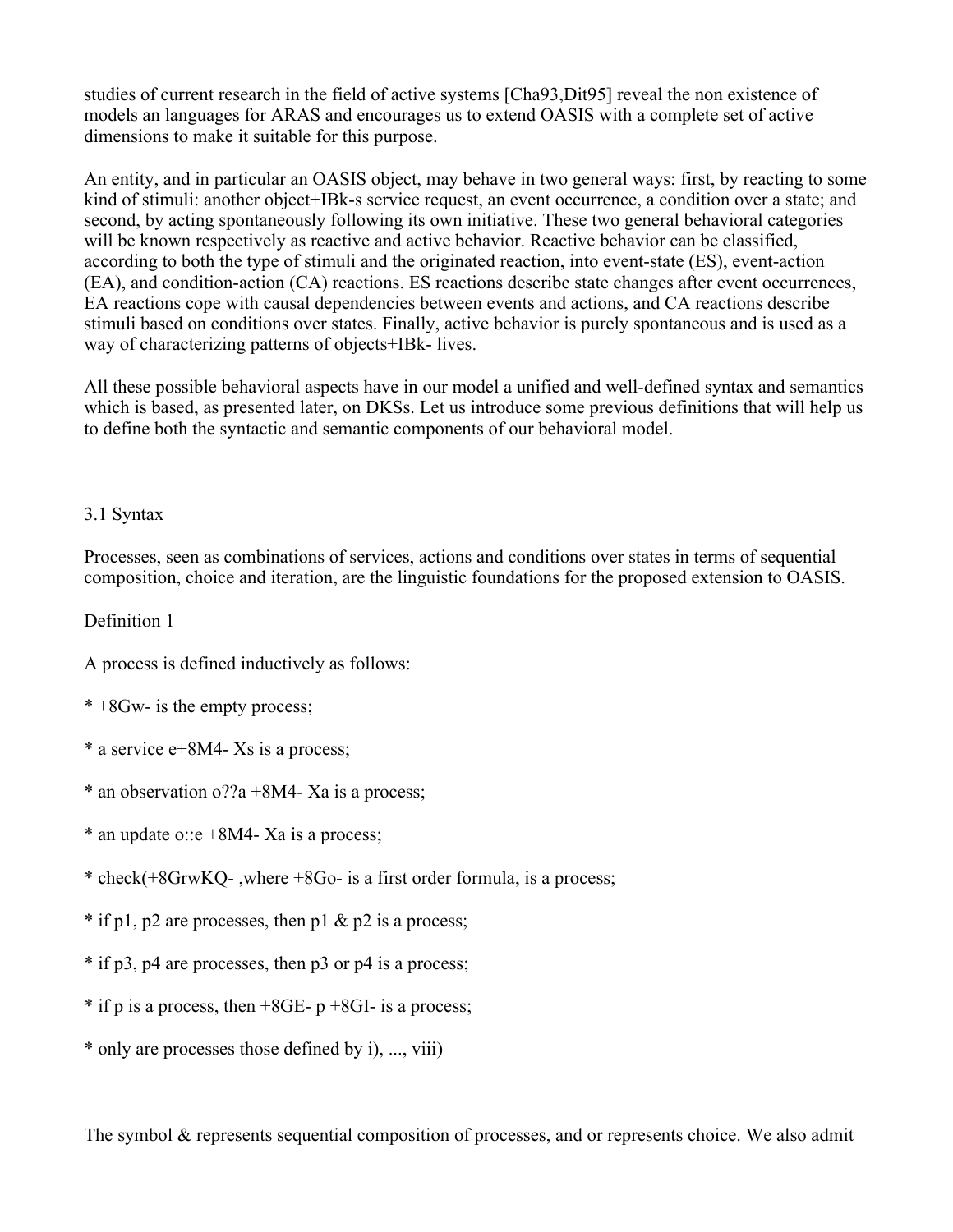studies of current research in the field of active systems [Cha93,Dit95] reveal the non existence of models an languages for ARAS and encourages us to extend OASIS with a complete set of active dimensions to make it suitable for this purpose.

An entity, and in particular an OASIS object, may behave in two general ways: first, by reacting to some kind of stimuli: another object+IBk-s service request, an event occurrence, a condition over a state; and second, by acting spontaneously following its own initiative. These two general behavioral categories will be known respectively as reactive and active behavior. Reactive behavior can be classified, according to both the type of stimuli and the originated reaction, into event-state (ES), event-action (EA), and condition-action (CA) reactions. ES reactions describe state changes after event occurrences, EA reactions cope with causal dependencies between events and actions, and CA reactions describe stimuli based on conditions over states. Finally, active behavior is purely spontaneous and is used as a way of characterizing patterns of objects+IBk- lives.

All these possible behavioral aspects have in our model a unified and well-defined syntax and semantics which is based, as presented later, on DKSs. Let us introduce some previous definitions that will help us to define both the syntactic and semantic components of our behavioral model.

### 3.1 Syntax

Processes, seen as combinations of services, actions and conditions over states in terms of sequential composition, choice and iteration, are the linguistic foundations for the proposed extension to OASIS.

Definition 1

A process is defined inductively as follows:

* +8Gw- is the empty process;

* a service e+8M4- Xs is a process;

* an observation o??a +8M4- Xa is a process;

* an update o::e +8M4- Xa is a process;

* check(+8GrwKQ- ,where +8Go- is a first order formula, is a process;

* if p1, p2 are processes, then p1 & p2 is a process;

* if p3, p4 are processes, then p3 or p4 is a process;

* if p is a process, then +8GE- p +8GI- is a process;

* only are processes those defined by i), ..., viii)

The symbol & represents sequential composition of processes, and or represents choice. We also admit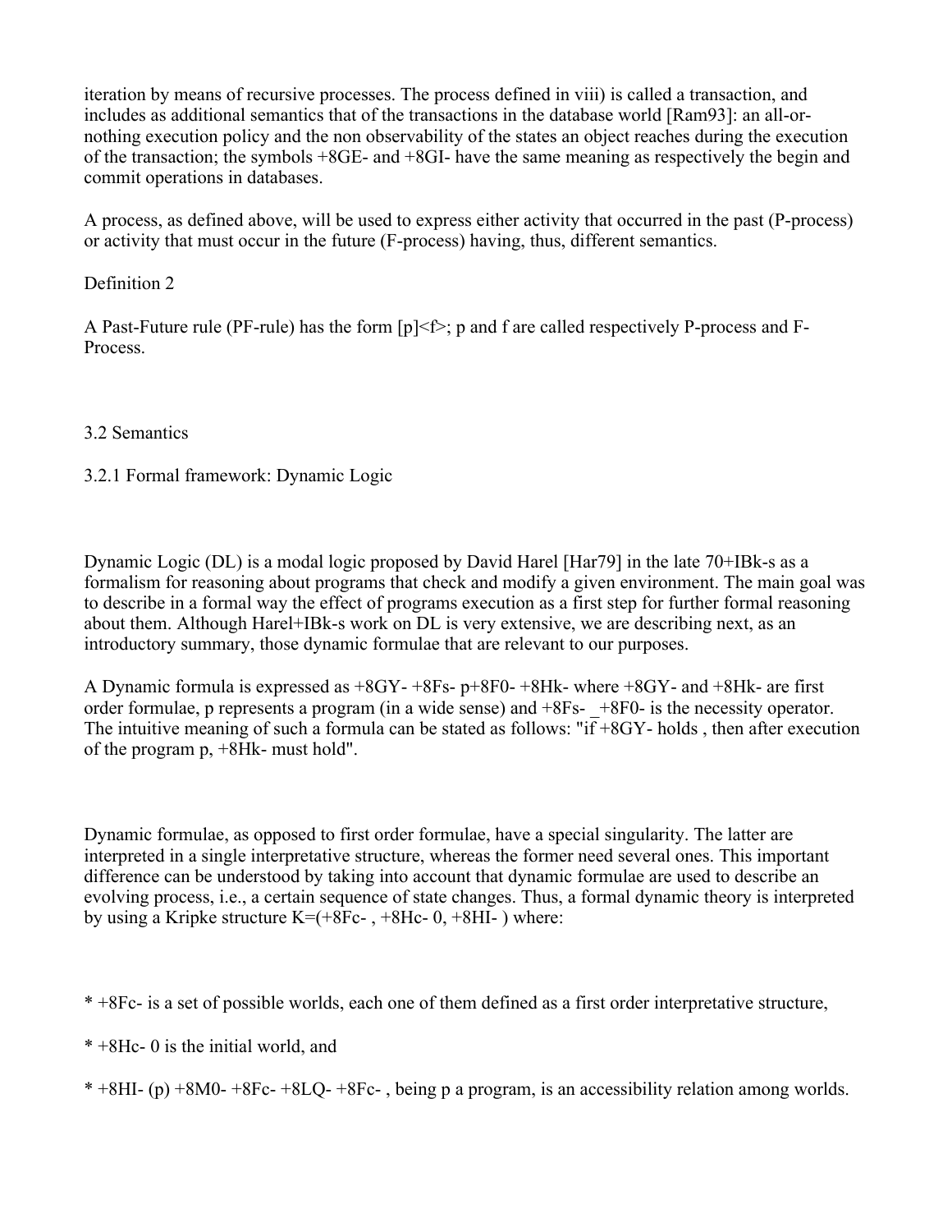iteration by means of recursive processes. The process defined in viii) is called a transaction, and includes as additional semantics that of the transactions in the database world [Ram93]: an all-or-nothing execution policy and the non observability of the states an object reaches during the execution of the transaction; the symbols +8GE- and +8GI- have the same meaning as respectively the begin and commit operations in databases.

A process, as defined above, will be used to express either activity that occurred in the past (P-process) or activity that must occur in the future (F-process) having, thus, different semantics.

Definition 2

A Past-Future rule (PF-rule) has the form [p]<f>; p and f are called respectively P-process and F-Process.

3.2 Semantics

3.2.1 Formal framework: Dynamic Logic

Dynamic Logic (DL) is a modal logic proposed by David Harel [Har79] in the late 70+IBk-s as a formalism for reasoning about programs that check and modify a given environment. The main goal was to describe in a formal way the effect of programs execution as a first step for further formal reasoning about them. Although Harel+IBk-s work on DL is very extensive, we are describing next, as an introductory summary, those dynamic formulae that are relevant to our purposes.

A Dynamic formula is expressed as +8GY- +8Fs- p+8F0- +8Hk- where +8GY- and +8Hk- are first order formulae, p represents a program (in a wide sense) and +8Fs- _+8F0- is the necessity operator. The intuitive meaning of such a formula can be stated as follows: "if +8GY- holds , then after execution of the program p, +8Hk- must hold".

Dynamic formulae, as opposed to first order formulae, have a special singularity. The latter are interpreted in a single interpretative structure, whereas the former need several ones. This important difference can be understood by taking into account that dynamic formulae are used to describe an evolving process, i.e., a certain sequence of state changes. Thus, a formal dynamic theory is interpreted by using a Kripke structure K=(+8Fc- , +8Hc- 0, +8HI- ) where:

* +8Fc- is a set of possible worlds, each one of them defined as a first order interpretative structure,

* +8Hc- 0 is the initial world, and

* +8HI- (p) +8M0- +8Fc- +8LQ- +8Fc- , being p a program, is an accessibility relation among worlds.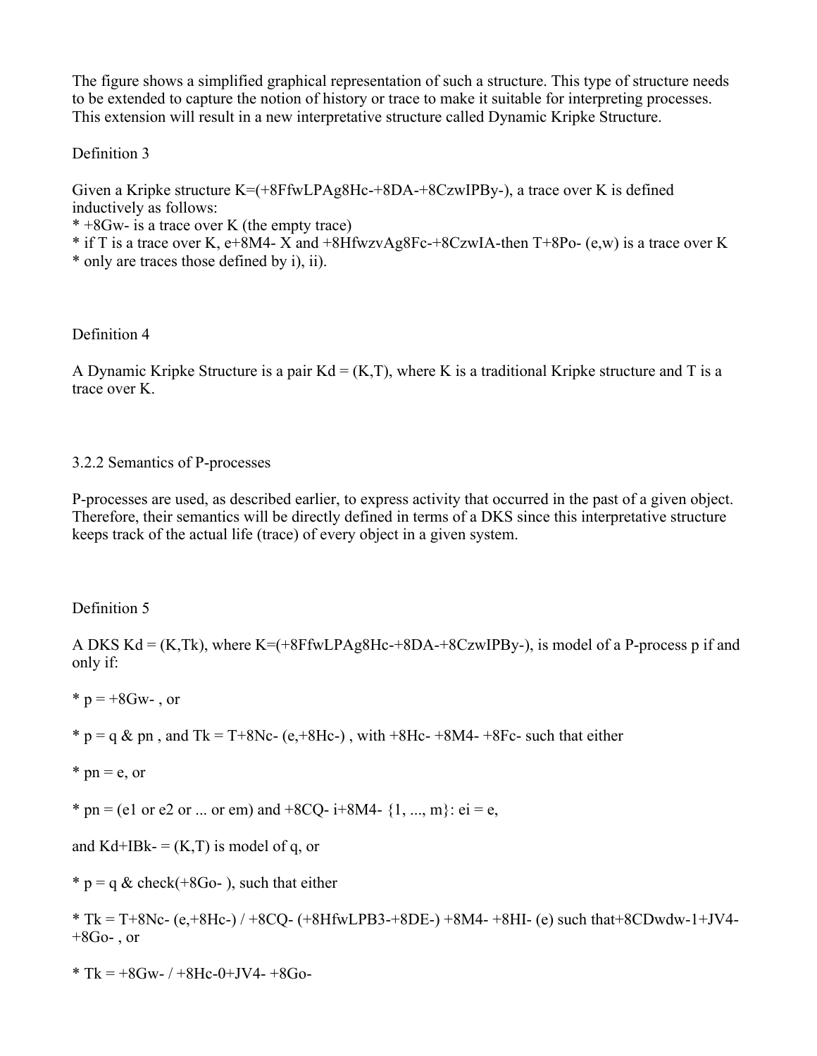The figure shows a simplified graphical representation of such a structure. This type of structure needs to be extended to capture the notion of history or trace to make it suitable for interpreting processes. This extension will result in a new interpretative structure called Dynamic Kripke Structure.

Definition 3

Given a Kripke structure K=(+8FfwLPAg8Hc-+8DA-+8CzwIPBy-), a trace over K is defined inductively as follows:

* +8Gw- is a trace over K (the empty trace)
* if T is a trace over K, e+8M4- X and +8HfwzvAg8Fc-+8CzwIA-then T+8Po- (e,w) is a trace over K
* only are traces those defined by i), ii).

Definition 4

A Dynamic Kripke Structure is a pair Kd = (K,T), where K is a traditional Kripke structure and T is a trace over K.

3.2.2 Semantics of P-processes

P-processes are used, as described earlier, to express activity that occurred in the past of a given object. Therefore, their semantics will be directly defined in terms of a DKS since this interpretative structure keeps track of the actual life (trace) of every object in a given system.

Definition 5

A DKS Kd = (K,Tk), where K=(+8FfwLPAg8Hc-+8DA-+8CzwIPBy-), is model of a P-process p if and only if:

* p = +8Gw- , or

* p = q & pn , and Tk = T+8Nc- (e,+8Hc-) , with +8Hc- +8M4- +8Fc- such that either

* pn = e, or

* pn = (e1 or e2 or ... or em) and +8CQ- i+8M4- {1, ..., m}: ei = e,

and Kd+IBk- = (K,T) is model of q, or

* p = q & check(+8Go- ), such that either

* Tk = T+8Nc- (e,+8Hc-) / +8CQ- (+8HfwLPB3-+8DE-) +8M4- +8HI- (e) such that+8CDwdw-1+JV4- +8Go- , or

* Tk = +8Gw- / +8Hc-0+JV4- +8Go-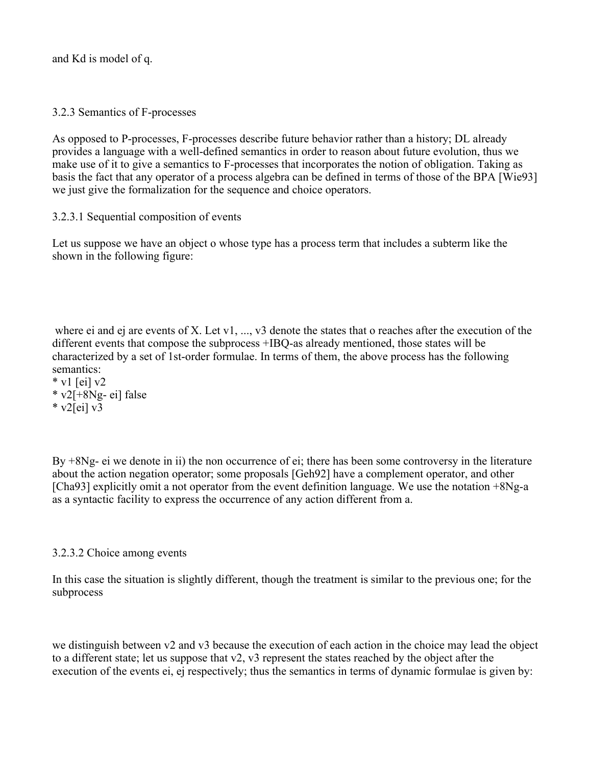and Kd is model of q.

### 3.2.3 Semantics of F-processes

As opposed to P-processes, F-processes describe future behavior rather than a history; DL already provides a language with a well-defined semantics in order to reason about future evolution, thus we make use of it to give a semantics to F-processes that incorporates the notion of obligation. Taking as basis the fact that any operator of a process algebra can be defined in terms of those of the BPA [Wie93] we just give the formalization for the sequence and choice operators.

#### 3.2.3.1 Sequential composition of events

Let us suppose we have an object o whose type has a process term that includes a subterm like the shown in the following figure:

where ei and ej are events of X. Let v1, ..., v3 denote the states that o reaches after the execution of the different events that compose the subprocess +IBQ-as already mentioned, those states will be characterized by a set of 1st-order formulae. In terms of them, the above process has the following semantics:

* v1 [ei] v2
* v2[+8Ng- ei] false
* v2[ei] v3

By +8Ng- ei we denote in ii) the non occurrence of ei; there has been some controversy in the literature about the action negation operator; some proposals [Geh92] have a complement operator, and other [Cha93] explicitly omit a not operator from the event definition language. We use the notation +8Ng-a as a syntactic facility to express the occurrence of any action different from a.

#### 3.2.3.2 Choice among events

In this case the situation is slightly different, though the treatment is similar to the previous one; for the subprocess

we distinguish between v2 and v3 because the execution of each action in the choice may lead the object to a different state; let us suppose that v2, v3 represent the states reached by the object after the execution of the events ei, ej respectively; thus the semantics in terms of dynamic formulae is given by: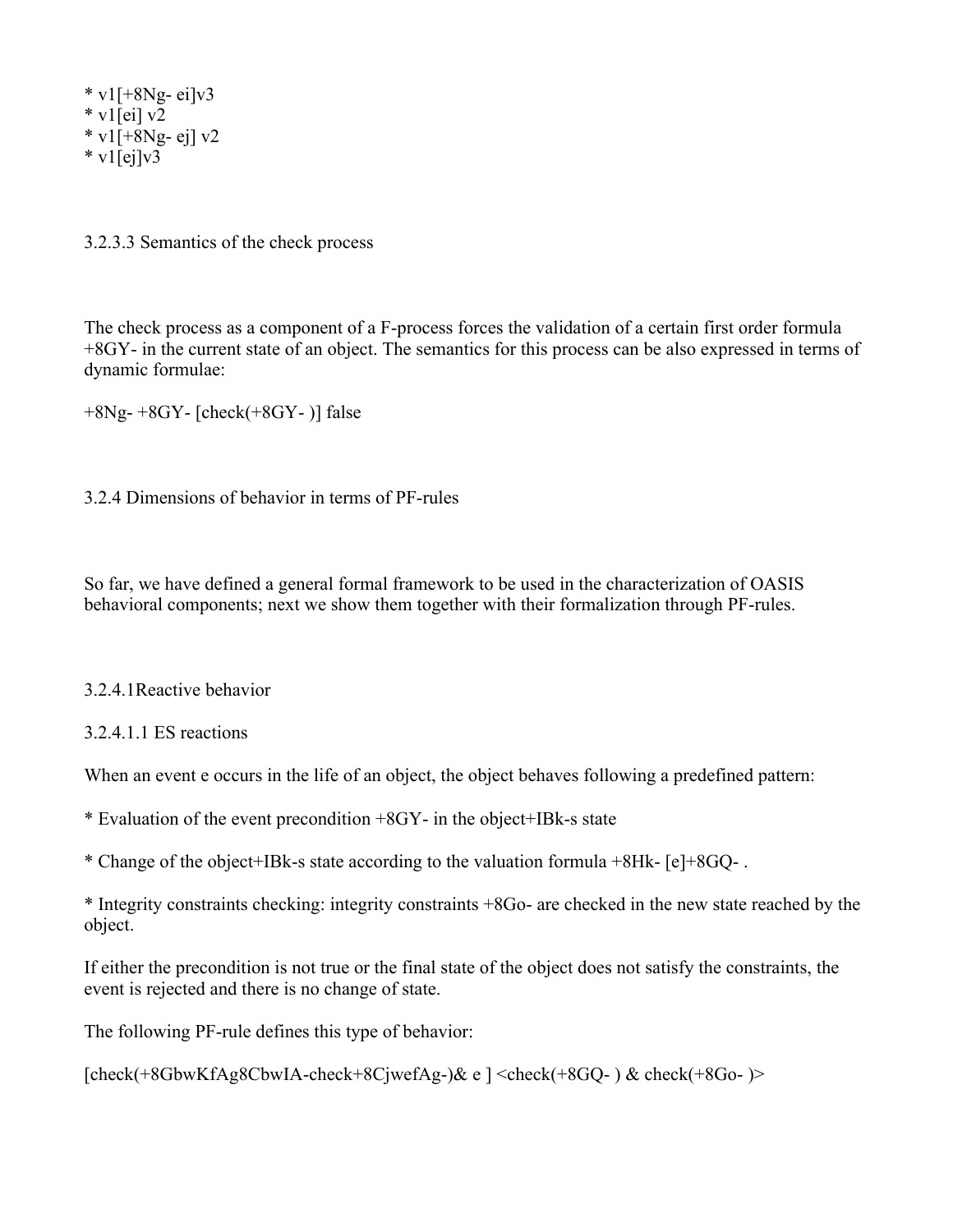* v1[+8Ng- ei]v3
* v1[ei] v2
* v1[+8Ng- ej] v2
* v1[ej]v3

3.2.3.3 Semantics of the check process

The check process as a component of a F-process forces the validation of a certain first order formula +8GY- in the current state of an object. The semantics for this process can be also expressed in terms of dynamic formulae:

+8Ng- +8GY- [check(+8GY- )] false

3.2.4 Dimensions of behavior in terms of PF-rules

So far, we have defined a general formal framework to be used in the characterization of OASIS behavioral components; next we show them together with their formalization through PF-rules.

3.2.4.1Reactive behavior

3.2.4.1.1 ES reactions

When an event e occurs in the life of an object, the object behaves following a predefined pattern:

* Evaluation of the event precondition +8GY- in the object+IBk-s state

* Change of the object+IBk-s state according to the valuation formula +8Hk- [e]+8GQ- .

* Integrity constraints checking: integrity constraints +8Go- are checked in the new state reached by the object.

If either the precondition is not true or the final state of the object does not satisfy the constraints, the event is rejected and there is no change of state.

The following PF-rule defines this type of behavior:

[check(+8GbwKfAg8CbwIA-check+8CjwefAg-)& e ] <check(+8GQ- ) & check(+8Go- )>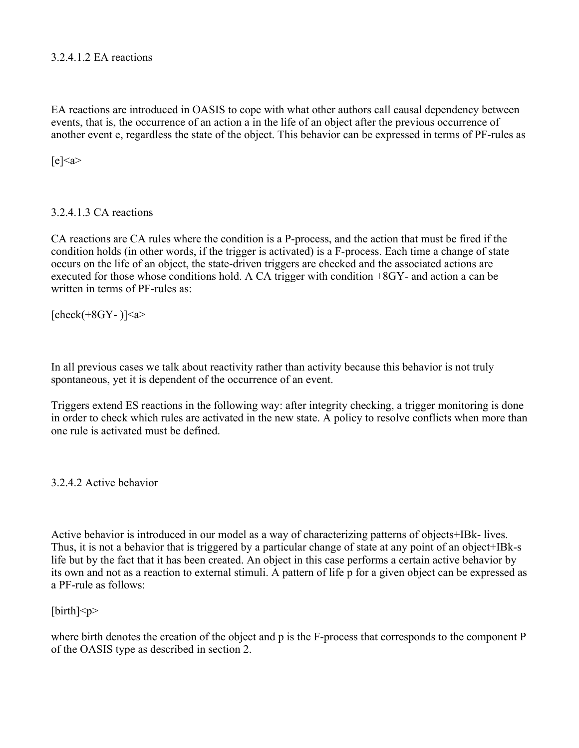3.2.4.1.2 EA reactions

EA reactions are introduced in OASIS to cope with what other authors call causal dependency between events, that is, the occurrence of an action a in the life of an object after the previous occurrence of another event e, regardless the state of the object. This behavior can be expressed in terms of PF-rules as

[e]<a>

3.2.4.1.3 CA reactions

CA reactions are CA rules where the condition is a P-process, and the action that must be fired if the condition holds (in other words, if the trigger is activated) is a F-process. Each time a change of state occurs on the life of an object, the state-driven triggers are checked and the associated actions are executed for those whose conditions hold. A CA trigger with condition +8GY- and action a can be written in terms of PF-rules as:

[check(+8GY- )]<a>

In all previous cases we talk about reactivity rather than activity because this behavior is not truly spontaneous, yet it is dependent of the occurrence of an event.

Triggers extend ES reactions in the following way: after integrity checking, a trigger monitoring is done in order to check which rules are activated in the new state. A policy to resolve conflicts when more than one rule is activated must be defined.

3.2.4.2 Active behavior

Active behavior is introduced in our model as a way of characterizing patterns of objects+IBk- lives. Thus, it is not a behavior that is triggered by a particular change of state at any point of an object+IBk-s life but by the fact that it has been created. An object in this case performs a certain active behavior by its own and not as a reaction to external stimuli. A pattern of life p for a given object can be expressed as a PF-rule as follows:

[birth]<p>

where birth denotes the creation of the object and p is the F-process that corresponds to the component P of the OASIS type as described in section 2.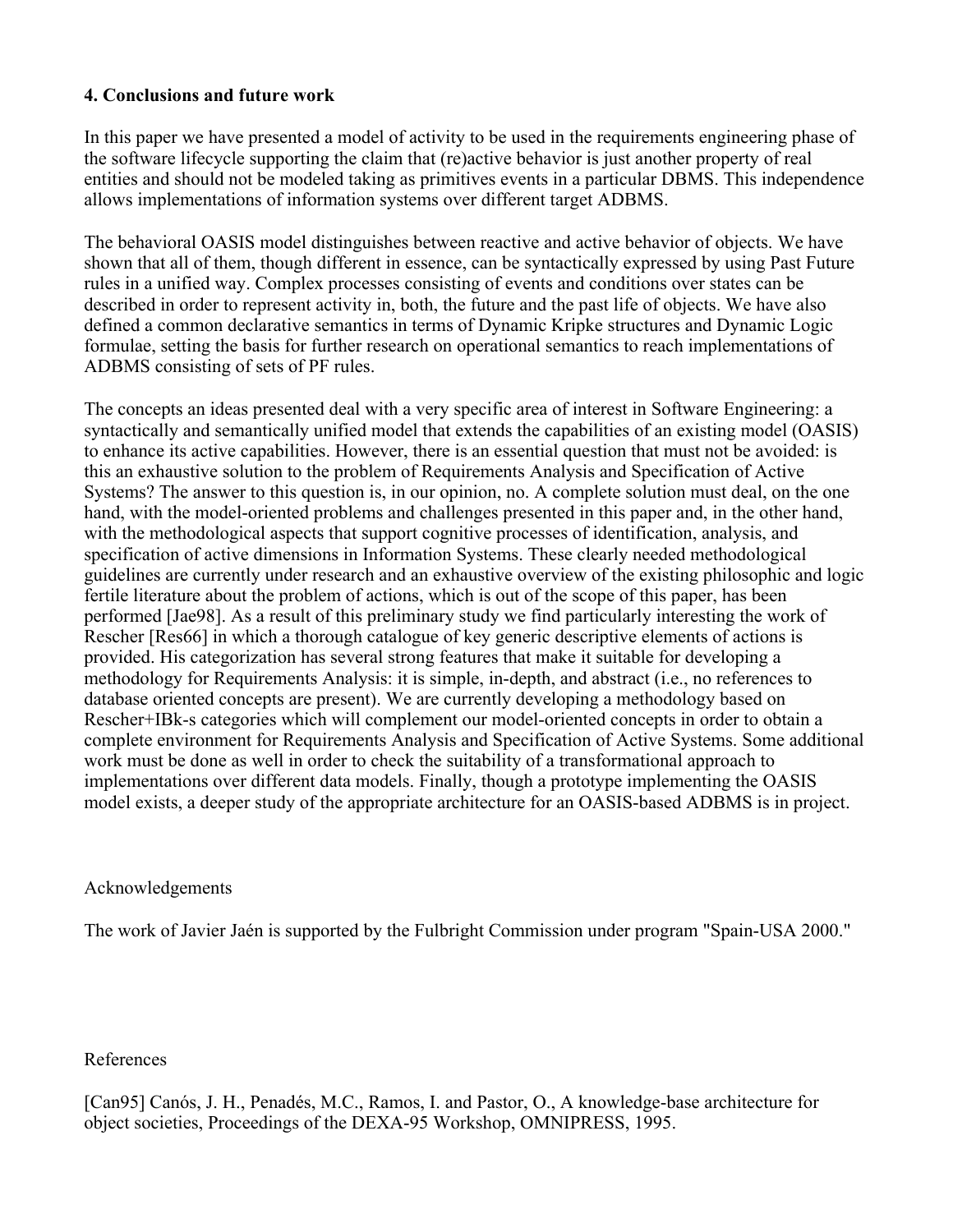## 4. Conclusions and future work

In this paper we have presented a model of activity to be used in the requirements engineering phase of the software lifecycle supporting the claim that (re)active behavior is just another property of real entities and should not be modeled taking as primitives events in a particular DBMS. This independence allows implementations of information systems over different target ADBMS.

The behavioral OASIS model distinguishes between reactive and active behavior of objects. We have shown that all of them, though different in essence, can be syntactically expressed by using Past Future rules in a unified way. Complex processes consisting of events and conditions over states can be described in order to represent activity in, both, the future and the past life of objects. We have also defined a common declarative semantics in terms of Dynamic Kripke structures and Dynamic Logic formulae, setting the basis for further research on operational semantics to reach implementations of ADBMS consisting of sets of PF rules.

The concepts an ideas presented deal with a very specific area of interest in Software Engineering: a syntactically and semantically unified model that extends the capabilities of an existing model (OASIS) to enhance its active capabilities. However, there is an essential question that must not be avoided: is this an exhaustive solution to the problem of Requirements Analysis and Specification of Active Systems? The answer to this question is, in our opinion, no. A complete solution must deal, on the one hand, with the model-oriented problems and challenges presented in this paper and, in the other hand, with the methodological aspects that support cognitive processes of identification, analysis, and specification of active dimensions in Information Systems. These clearly needed methodological guidelines are currently under research and an exhaustive overview of the existing philosophic and logic fertile literature about the problem of actions, which is out of the scope of this paper, has been performed [Jae98]. As a result of this preliminary study we find particularly interesting the work of Rescher [Res66] in which a thorough catalogue of key generic descriptive elements of actions is provided. His categorization has several strong features that make it suitable for developing a methodology for Requirements Analysis: it is simple, in-depth, and abstract (i.e., no references to database oriented concepts are present). We are currently developing a methodology based on Rescher+IBk-s categories which will complement our model-oriented concepts in order to obtain a complete environment for Requirements Analysis and Specification of Active Systems. Some additional work must be done as well in order to check the suitability of a transformational approach to implementations over different data models. Finally, though a prototype implementing the OASIS model exists, a deeper study of the appropriate architecture for an OASIS-based ADBMS is in project.

Acknowledgements

The work of Javier Jaén is supported by the Fulbright Commission under program "Spain-USA 2000."

References

[Can95] Canós, J. H., Penadés, M.C., Ramos, I. and Pastor, O., A knowledge-base architecture for object societies, Proceedings of the DEXA-95 Workshop, OMNIPRESS, 1995.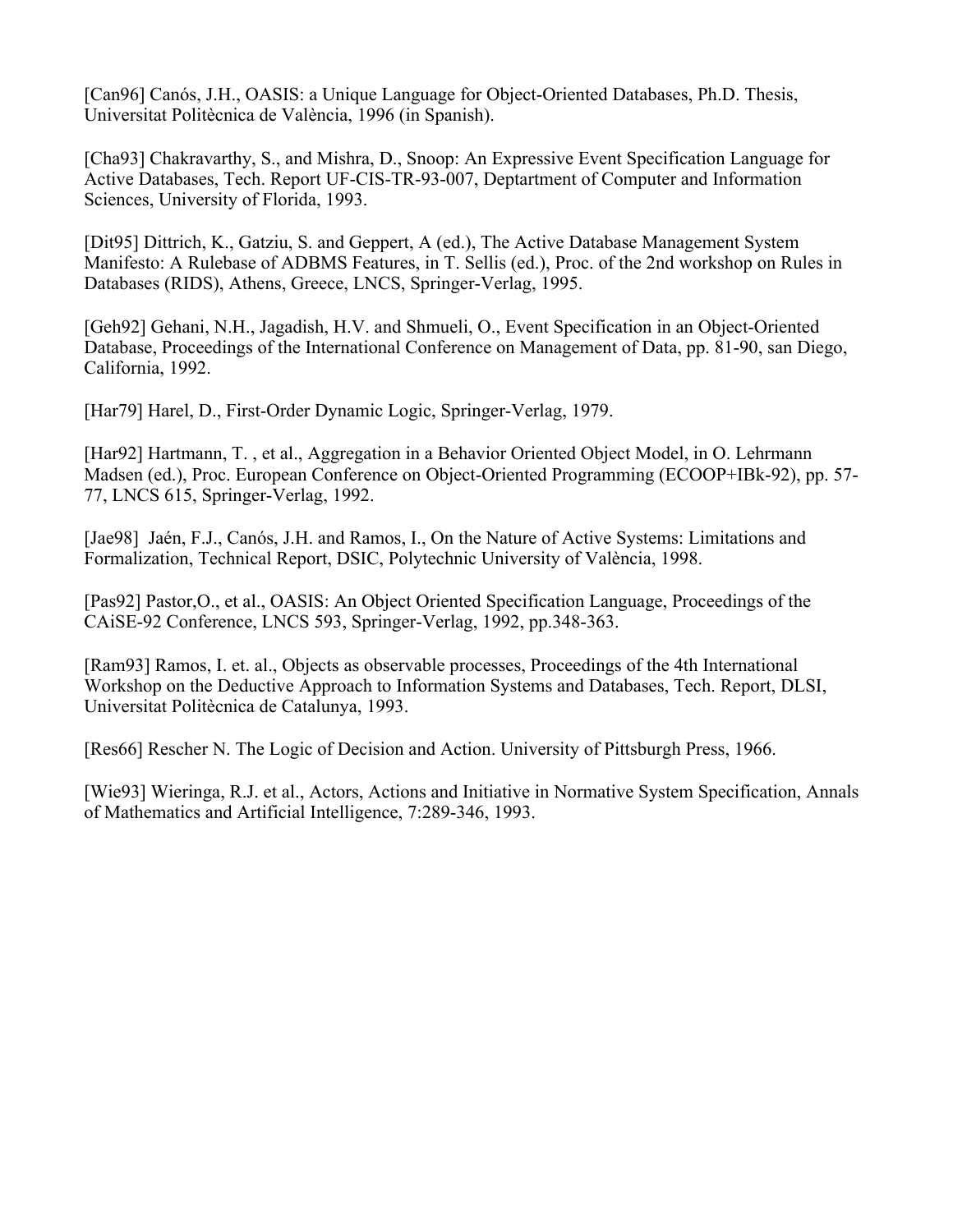[Can96] Canós, J.H., OASIS: a Unique Language for Object-Oriented Databases, Ph.D. Thesis, Universitat Politècnica de València, 1996 (in Spanish).

[Cha93] Chakravarthy, S., and Mishra, D., Snoop: An Expressive Event Specification Language for Active Databases, Tech. Report UF-CIS-TR-93-007, Deptartment of Computer and Information Sciences, University of Florida, 1993.

[Dit95] Dittrich, K., Gatziu, S. and Geppert, A (ed.), The Active Database Management System Manifesto: A Rulebase of ADBMS Features, in T. Sellis (ed.), Proc. of the 2nd workshop on Rules in Databases (RIDS), Athens, Greece, LNCS, Springer-Verlag, 1995.

[Geh92] Gehani, N.H., Jagadish, H.V. and Shmueli, O., Event Specification in an Object-Oriented Database, Proceedings of the International Conference on Management of Data, pp. 81-90, san Diego, California, 1992.

[Har79] Harel, D., First-Order Dynamic Logic, Springer-Verlag, 1979.

[Har92] Hartmann, T. , et al., Aggregation in a Behavior Oriented Object Model, in O. Lehrmann Madsen (ed.), Proc. European Conference on Object-Oriented Programming (ECOOP+IBk-92), pp. 57-77, LNCS 615, Springer-Verlag, 1992.

[Jae98] Jaén, F.J., Canós, J.H. and Ramos, I., On the Nature of Active Systems: Limitations and Formalization, Technical Report, DSIC, Polytechnic University of València, 1998.

[Pas92] Pastor,O., et al., OASIS: An Object Oriented Specification Language, Proceedings of the CAiSE-92 Conference, LNCS 593, Springer-Verlag, 1992, pp.348-363.

[Ram93] Ramos, I. et. al., Objects as observable processes, Proceedings of the 4th International Workshop on the Deductive Approach to Information Systems and Databases, Tech. Report, DLSI, Universitat Politècnica de Catalunya, 1993.

[Res66] Rescher N. The Logic of Decision and Action. University of Pittsburgh Press, 1966.

[Wie93] Wieringa, R.J. et al., Actors, Actions and Initiative in Normative System Specification, Annals of Mathematics and Artificial Intelligence, 7:289-346, 1993.